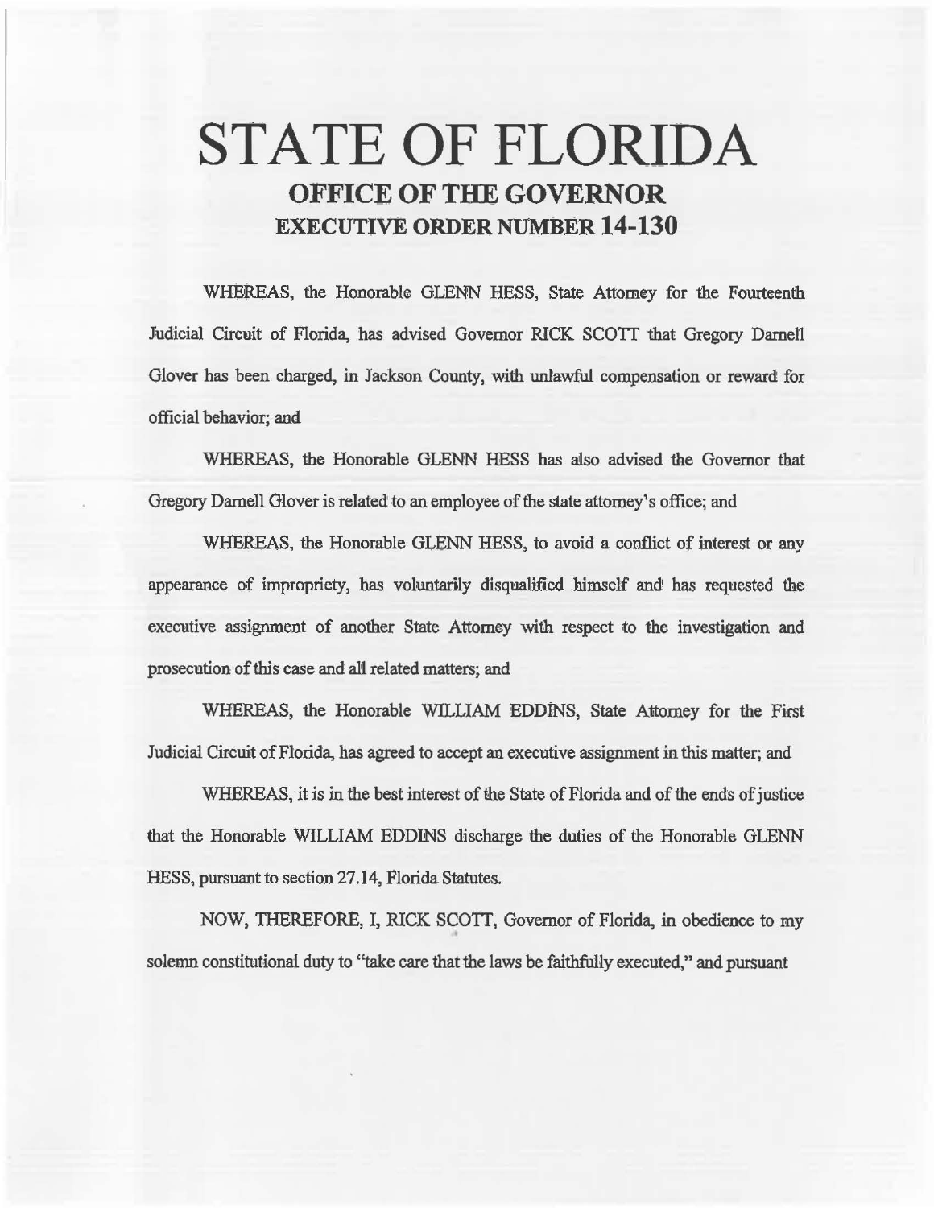# STATE OF FLORIDA

## OFFICE OF THE GOVERNOR

## EXECUTIVE ORDER NUMBER 14-130

WHEREAS, the Honorable GLENN HESS, State Attorney for the Fourteenth Judicial Circuit of Florida, has advised Governor RICK SCOTT that Gregory Darnell Glover has been charged, in Jackson County, with unlawful compensation or reward for official behavior; and

WHEREAS, the Honorable GLENN HESS has also advised the Governor that Gregory Darnell Glover is related to an employee of the state attorney's office; and

WHEREAS, the Honorable GLENN HESS, to avoid a conflict of interest or any appearance of impropriety, has voluntarily disqualified himself and has requested the executive assignment of another State Attorney with respect to the investigation and prosecution of this case and all related matters; and

WHEREAS, the Honorable WILLIAM EDDINS, State Attorney for the First Judicial Circuit of Florida, has agreed to accept an executive assignment in this matter; and

WHEREAS, it is in the best interest of the State of Florida and of the ends of justice that the Honorable WILLIAM EDDINS discharge the duties of the Honorable GLENN HESS, pursuant to section 27.14, Florida Statutes.

NOW, THEREFORE, I, RICK SCOTT, Governor of Florida, in obedience to my solemn constitutional duty to "take care that the laws be faithfully executed," and pursuant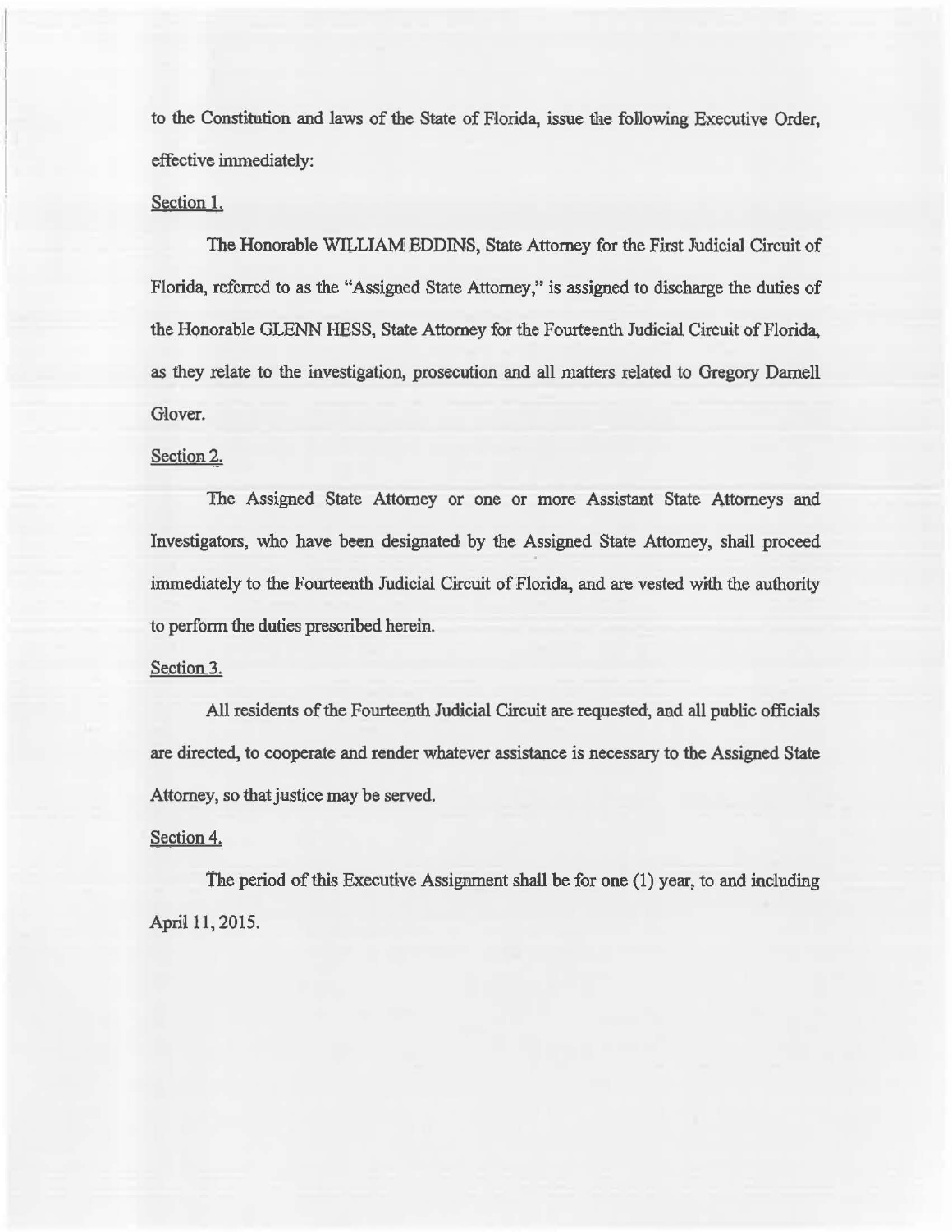to the Constitution and laws of the State of Florida, issue the following Executive Order, effective immediately:

Section 1.

The Honorable WILLIAM EDDINS, State Attorney for the First Judicial Circuit of Florida, referred to as the "Assigned State Attorney," is assigned to discharge the duties of the Honorable GLENN HESS, State Attorney for the Fourteenth Judicial Circuit of Florida, as they relate to the investigation, prosecution and all matters related to Gregory Darnell Glover.

Section 2.

The Assigned State Attorney or one or more Assistant State Attorneys and Investigators, who have been designated by the Assigned State Attorney, shall proceed immediately to the Fourteenth Judicial Circuit of Florida, and are vested with the authority to perform the duties prescribed herein.

Section 3.

All residents of the Fourteenth Judicial Circuit are requested, and all public officials are directed, to cooperate and render whatever assistance is necessary to the Assigned State Attorney, so that justice may be served.

Section 4.

The period of this Executive Assignment shall be for one (1) year, to and including April 11, 2015.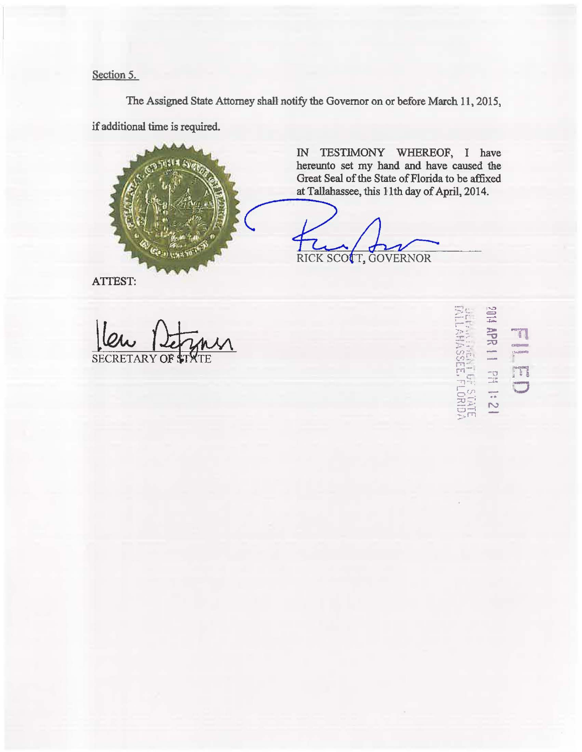Section 5.

The Assigned State Attorney shall notify the Governor on or before March 11, 2015, if additional time is required.

IN TESTIMONY WHEREOF, I have hereunto set my hand and have caused the Great Seal of the State of Florida to be affixed at Tallahassee, this 11th day of April, 2014.

RICK SCOTT, GOVERNOR

ATTEST:

SECRETARY OF STATE

FILED

2014 APR 11 PM 1:21

DEPARTMENT OF STATE
TALLAHASSEE, FLORIDA